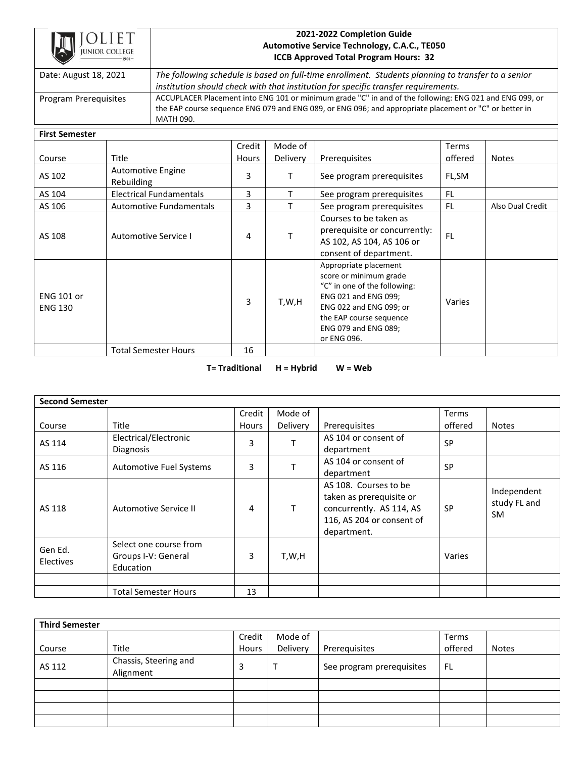# 2021-2022 Completion Guide
## Automotive Service Technology, C.A.C., TE050
### ICCB Approved Total Program Hours: 32

| | |
|---|---|
| Date: August 18, 2021 | *The following schedule is based on full-time enrollment. Students planning to transfer to a senior institution should check with that institution for specific transfer requirements.* |
| Program Prerequisites | ACCUPLACER Placement into ENG 101 or minimum grade "C" in and of the following: ENG 021 and ENG 099, or the EAP course sequence ENG 079 and ENG 089, or ENG 096; and appropriate placement or "C" or better in MATH 090. |

**First Semester**

| Course | Title | Credit Hours | Mode of Delivery | Prerequisites | Terms offered | Notes |
|---|---|---|---|---|---|---|
| AS 102 | Automotive Engine Rebuilding | 3 | T | See program prerequisites | FL,SM | |
| AS 104 | Electrical Fundamentals | 3 | T | See program prerequisites | FL | |
| AS 106 | Automotive Fundamentals | 3 | T | See program prerequisites | FL | Also Dual Credit |
| AS 108 | Automotive Service I | 4 | T | Courses to be taken as prerequisite or concurrently: AS 102, AS 104, AS 106 or consent of department. | FL | |
| ENG 101 or ENG 130 | | 3 | T,W,H | Appropriate placement score or minimum grade "C" in one of the following: ENG 021 and ENG 099; ENG 022 and ENG 099; or the EAP course sequence ENG 079 and ENG 089; or ENG 096. | Varies | |
| | Total Semester Hours | 16 | | | | |

**T= Traditional H = Hybrid W = Web**

**Second Semester**

| Course | Title | Credit Hours | Mode of Delivery | Prerequisites | Terms offered | Notes |
|---|---|---|---|---|---|---|
| AS 114 | Electrical/Electronic Diagnosis | 3 | T | AS 104 or consent of department | SP | |
| AS 116 | Automotive Fuel Systems | 3 | T | AS 104 or consent of department | SP | |
| AS 118 | Automotive Service II | 4 | T | AS 108. Courses to be taken as prerequisite or concurrently. AS 114, AS 116, AS 204 or consent of department. | SP | Independent study FL and SM |
| Gen Ed. Electives | Select one course from Groups I-V: General Education | 3 | T,W,H | | Varies | |
| | | | | | | |
| | Total Semester Hours | 13 | | | | |

**Third Semester**

| Course | Title | Credit Hours | Mode of Delivery | Prerequisites | Terms offered | Notes |
|---|---|---|---|---|---|---|
| AS 112 | Chassis, Steering and Alignment | 3 | T | See program prerequisites | FL | |
| | | | | | | |
| | | | | | | |
| | | | | | | |
| | | | | | | |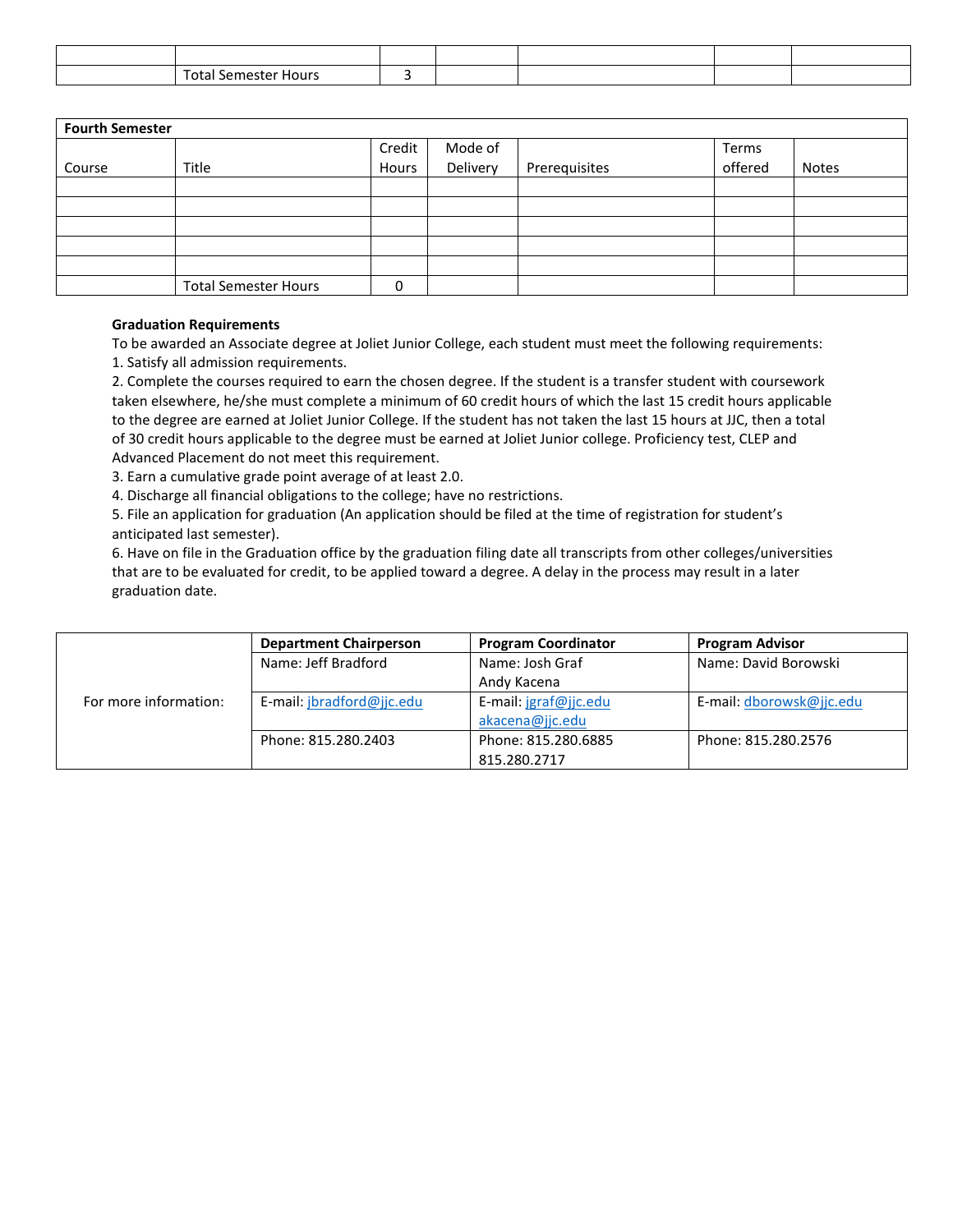| | | | | | | |
|---|---|---|---|---|---|---|
| | | | | | | |
| | Total Semester Hours | 3 | | | | |

| Fourth Semester | | | | | | |
|---|---|---|---|---|---|---|
| Course | Title | Credit Hours | Mode of Delivery | Prerequisites | Terms offered | Notes |
| | | | | | | |
| | | | | | | |
| | | | | | | |
| | | | | | | |
| | | | | | | |
| | Total Semester Hours | 0 | | | | |

**Graduation Requirements**

To be awarded an Associate degree at Joliet Junior College, each student must meet the following requirements:

1. Satisfy all admission requirements.
2. Complete the courses required to earn the chosen degree. If the student is a transfer student with coursework taken elsewhere, he/she must complete a minimum of 60 credit hours of which the last 15 credit hours applicable to the degree are earned at Joliet Junior College. If the student has not taken the last 15 hours at JJC, then a total of 30 credit hours applicable to the degree must be earned at Joliet Junior college. Proficiency test, CLEP and Advanced Placement do not meet this requirement.
3. Earn a cumulative grade point average of at least 2.0.
4. Discharge all financial obligations to the college; have no restrictions.
5. File an application for graduation (An application should be filed at the time of registration for student's anticipated last semester).
6. Have on file in the Graduation office by the graduation filing date all transcripts from other colleges/universities that are to be evaluated for credit, to be applied toward a degree. A delay in the process may result in a later graduation date.

| | **Department Chairperson** | **Program Coordinator** | **Program Advisor** |
|---|---|---|---|
| For more information: | Name: Jeff Bradford | Name: Josh Graf<br>Andy Kacena | Name: David Borowski |
| | E-mail: jbradford@jjc.edu | E-mail: jgraf@jjc.edu<br>akacena@jjc.edu | E-mail: dborowsk@jjc.edu |
| | Phone: 815.280.2403 | Phone: 815.280.6885<br>815.280.2717 | Phone: 815.280.2576 |